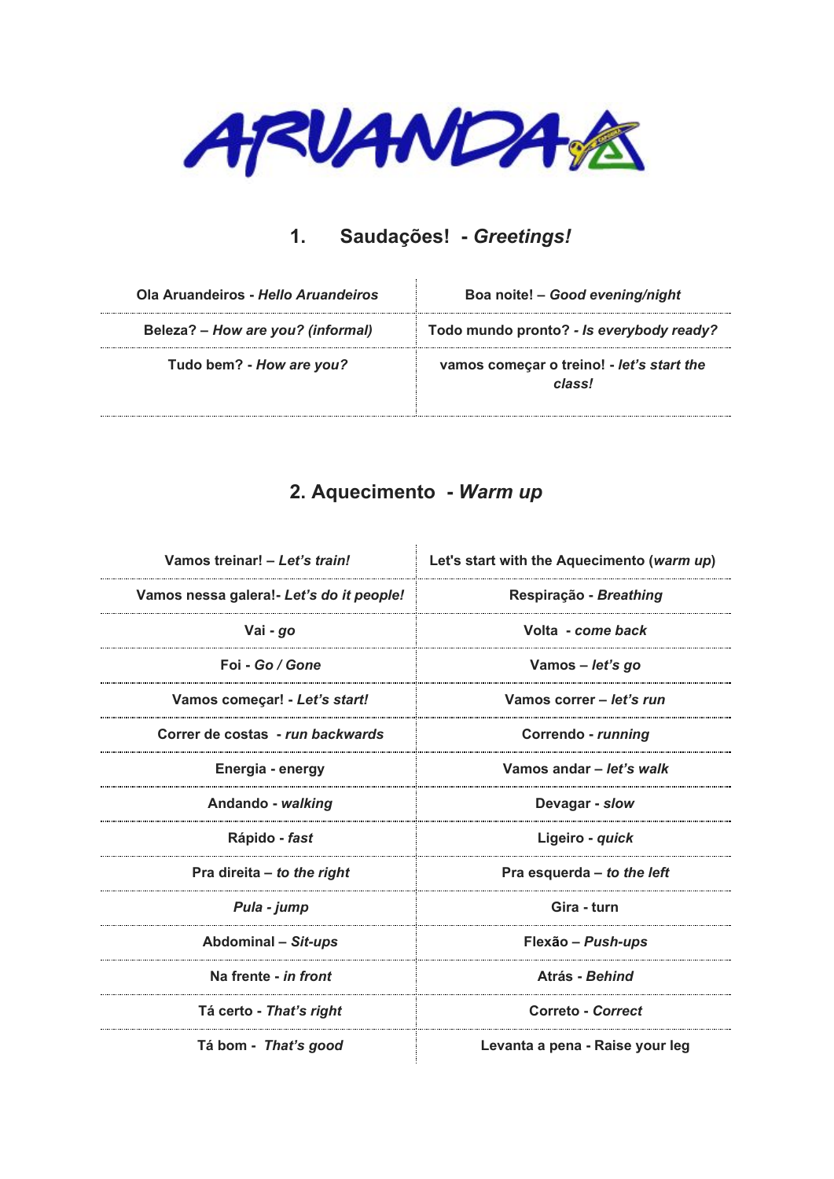ARUANDA

## 1. Saudações! - *Greetings!*

| | |
|---|---|
| Ola Aruandeiros - *Hello Aruandeiros* | Boa noite! – *Good evening/night* |
| Beleza? – *How are you? (informal)* | Todo mundo pronto? - *Is everybody ready?* |
| Tudo bem? - *How are you?* | vamos começar o treino! - *let's start the class!* |

## 2. Aquecimento - *Warm up*

| | |
|---|---|
| Vamos treinar! – *Let's train!* | Let's start with the Aquecimento (*warm up*) |
| Vamos nessa galera!- *Let's do it people!* | Respiração - *Breathing* |
| Vai - *go* | Volta - *come back* |
| Foi - *Go / Gone* | Vamos – *let's go* |
| Vamos começar! - *Let's start!* | Vamos correr – *let's run* |
| Correr de costas - *run backwards* | Correndo - *running* |
| Energia - energy | Vamos andar – *let's walk* |
| Andando - *walking* | Devagar - *slow* |
| Rápido - *fast* | Ligeiro - *quick* |
| Pra direita – *to the right* | Pra esquerda – *to the left* |
| *Pula - jump* | Gira - turn |
| Abdominal – *Sit-ups* | Flexão – *Push-ups* |
| Na frente - *in front* | Atrás - *Behind* |
| Tá certo - *That's right* | Correto - *Correct* |
| Tá bom - *That's good* | Levanta a pena - Raise your leg |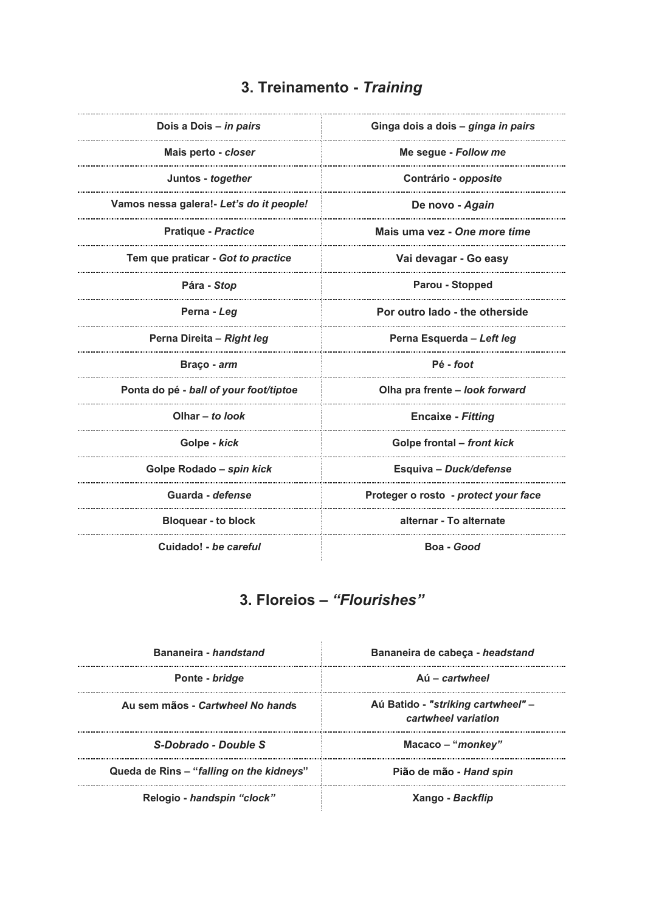## 3. Treinamento - *Training*

| | |
|---|---|
| **Dois a Dois –** ***in pairs*** | **Ginga dois a dois –** ***ginga in pairs*** |
| **Mais perto -** ***closer*** | **Me segue -** ***Follow me*** |
| **Juntos -** ***together*** | **Contrário -** ***opposite*** |
| **Vamos nessa galera!-** ***Let's do it people!*** | **De novo -** ***Again*** |
| **Pratique -** ***Practice*** | **Mais uma vez -** ***One more time*** |
| **Tem que praticar -** ***Got to practice*** | **Vai devagar - Go easy** |
| **Pára -** ***Stop*** | **Parou - Stopped** |
| **Perna -** ***Leg*** | **Por outro lado - the otherside** |
| **Perna Direita –** ***Right leg*** | **Perna Esquerda –** ***Left leg*** |
| **Braço -** ***arm*** | **Pé -** ***foot*** |
| **Ponta do pé -** ***ball of your foot/tiptoe*** | **Olha pra frente –** ***look forward*** |
| **Olhar –** ***to look*** | **Encaixe -** ***Fitting*** |
| **Golpe -** ***kick*** | **Golpe frontal –** ***front kick*** |
| **Golpe Rodado –** ***spin kick*** | **Esquiva –** ***Duck/defense*** |
| **Guarda -** ***defense*** | **Proteger o rosto -** ***protect your face*** |
| **Bloquear - to block** | **alternar - To alternate** |
| **Cuidado! -** ***be careful*** | **Boa -** ***Good*** |

## 3. Floreios – *"Flourishes"*

| | |
|---|---|
| **Bananeira -** ***handstand*** | **Bananeira de cabeça -** ***headstand*** |
| **Ponte -** ***bridge*** | **Aú –** ***cartwheel*** |
| **Au sem mãos -** ***Cartwheel No hands*** | **Aú Batido -** ***"striking cartwheel" – cartwheel variation*** |
| ***S-Dobrado - Double S*** | **Macaco – "*monkey*"** |
| **Queda de Rins – "*falling on the kidneys*"** | **Pião de mão -** ***Hand spin*** |
| **Relogio -** ***handspin "clock"*** | **Xango -** ***Backflip*** |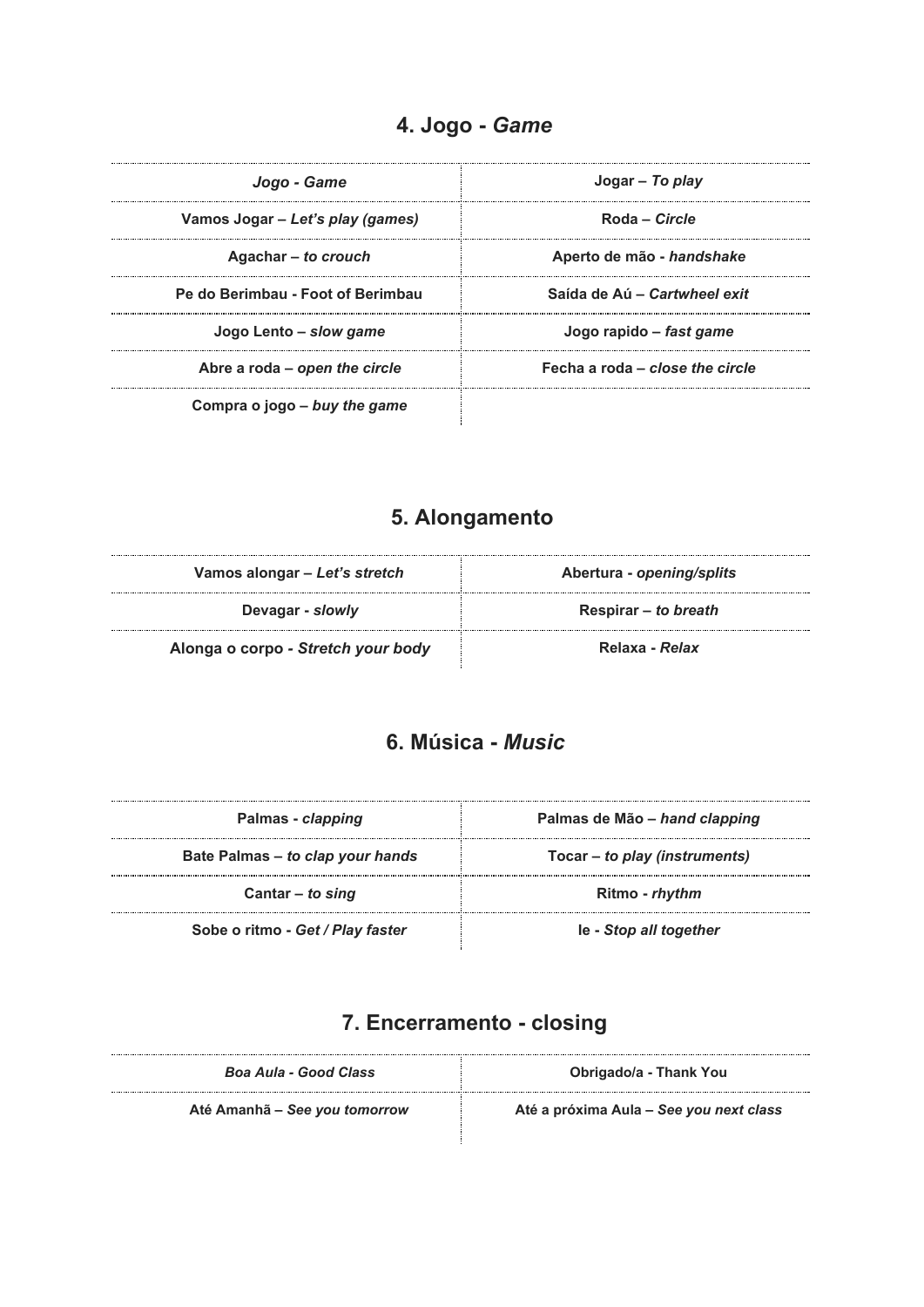## 4. Jogo - *Game*

| | |
|---|---|
| ***Jogo - Game*** | **Jogar – *To play*** |
| **Vamos Jogar – *Let's play (games)*** | **Roda – *Circle*** |
| **Agachar – *to crouch*** | **Aperto de mão - *handshake*** |
| **Pe do Berimbau - Foot of Berimbau** | **Saída de Aú – *Cartwheel exit*** |
| **Jogo Lento – *slow game*** | **Jogo rapido – *fast game*** |
| **Abre a roda – *open the circle*** | **Fecha a roda – *close the circle*** |
| **Compra o jogo – *buy the game*** | |

## 5. Alongamento

| | |
|---|---|
| **Vamos alongar – *Let's stretch*** | **Abertura - *opening/splits*** |
| **Devagar - *slowly*** | **Respirar – *to breath*** |
| **Alonga o corpo - *Stretch your body*** | **Relaxa - *Relax*** |

## 6. Música - *Music*

| | |
|---|---|
| **Palmas - *clapping*** | **Palmas de Mão – *hand clapping*** |
| **Bate Palmas – *to clap your hands*** | **Tocar – *to play (instruments)*** |
| **Cantar – *to sing*** | **Ritmo - *rhythm*** |
| **Sobe o ritmo - *Get / Play faster*** | **Ie - *Stop all together*** |

## 7. Encerramento - closing

| | |
|---|---|
| ***Boa Aula - Good Class*** | **Obrigado/a - Thank You** |
| **Até Amanhã – *See you tomorrow*** | **Até a próxima Aula – *See you next class*** |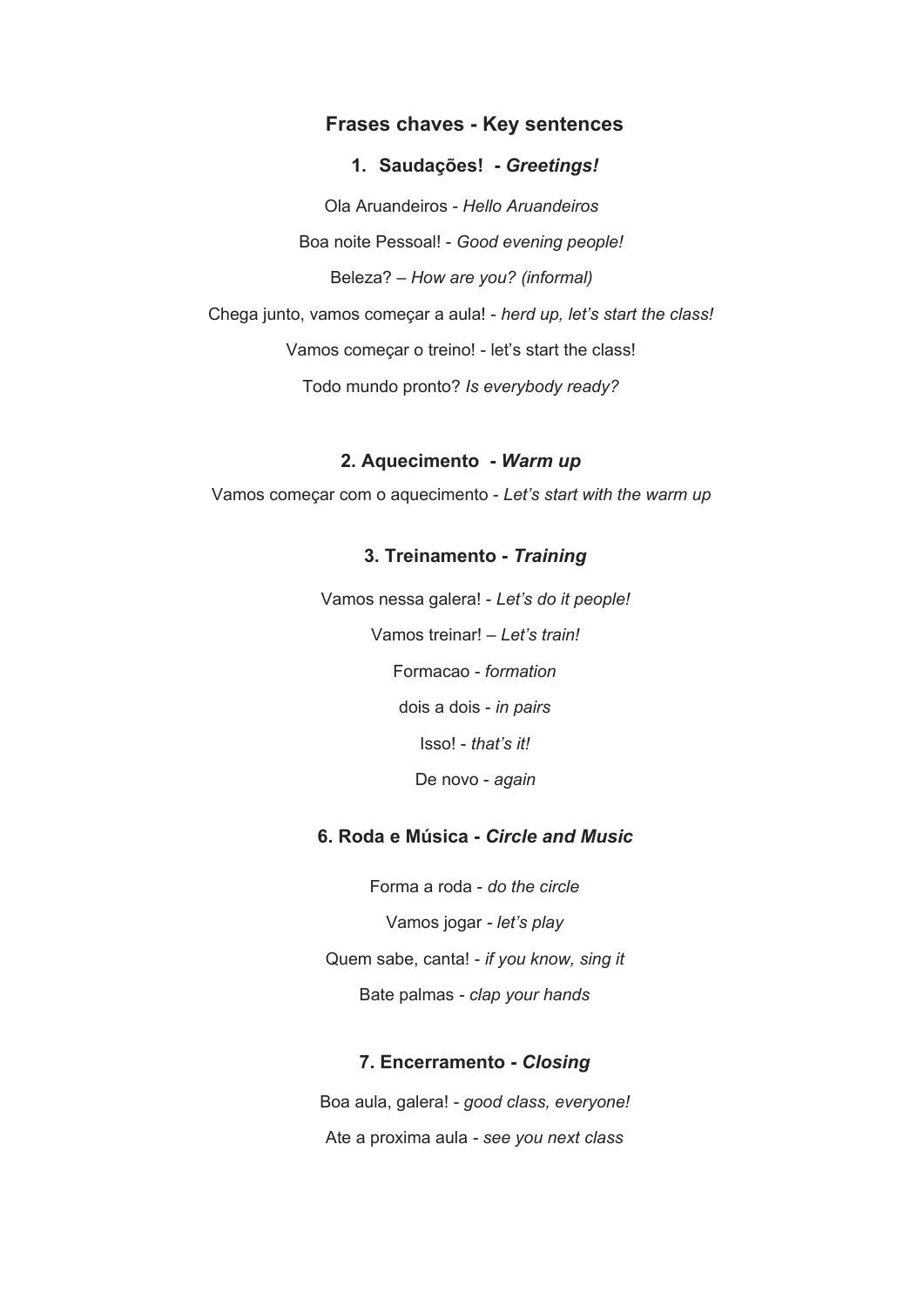## Frases chaves - Key sentences

### 1. Saudações! - *Greetings!*

Ola Aruandeiros - *Hello Aruandeiros*

Boa noite Pessoal! - *Good evening people!*

Beleza? – *How are you? (informal)*

Chega junto, vamos começar a aula! - *herd up, let's start the class!*

Vamos começar o treino! - let's start the class!

Todo mundo pronto? *Is everybody ready?*

### 2. Aquecimento - *Warm up*

Vamos começar com o aquecimento - *Let's start with the warm up*

### 3. Treinamento - *Training*

Vamos nessa galera! - *Let's do it people!*

Vamos treinar! – *Let's train!*

Formacao - *formation*

dois a dois - *in pairs*

Isso! - *that's it!*

De novo - *again*

### 6. Roda e Música - *Circle and Music*

Forma a roda - *do the circle*

Vamos jogar - *let's play*

Quem sabe, canta! - *if you know, sing it*

Bate palmas - *clap your hands*

### 7. Encerramento - *Closing*

Boa aula, galera! - *good class, everyone!*

Ate a proxima aula - *see you next class*